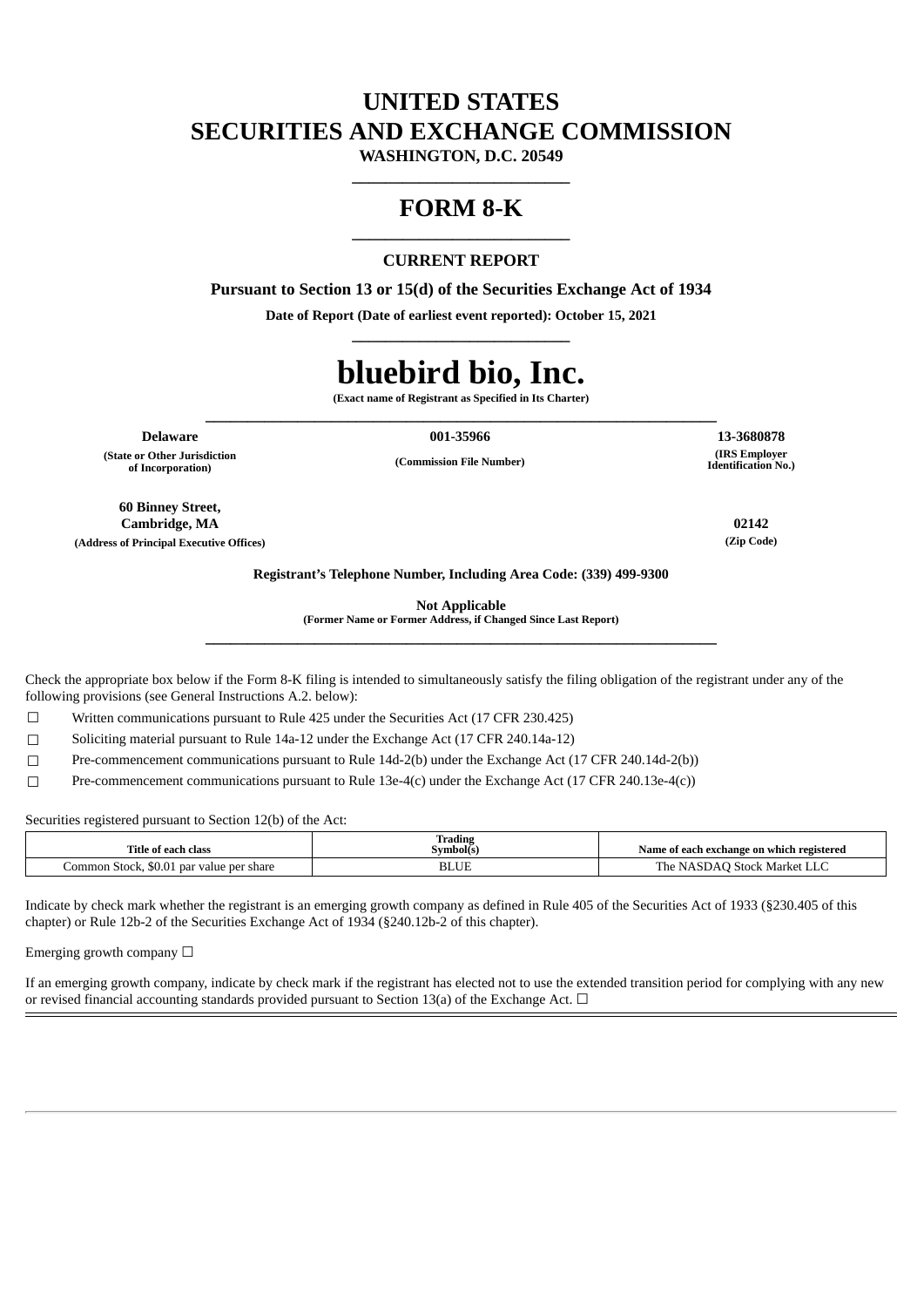# UNITED STATES
# SECURITIES AND EXCHANGE COMMISSION

**WASHINGTON, D.C. 20549**

---

# FORM 8-K

---

## CURRENT REPORT

**Pursuant to Section 13 or 15(d) of the Securities Exchange Act of 1934**

**Date of Report (Date of earliest event reported): October 15, 2021**

---

# bluebird bio, Inc.

**(Exact name of Registrant as Specified in Its Charter)**

---

| **Delaware** | **001-35966** | **13-3680878** |
|---|---|---|
| **(State or Other Jurisdiction of Incorporation)** | **(Commission File Number)** | **(IRS Employer Identification No.)** |

| **60 Binney Street, Cambridge, MA** | **02142** |
|---|---|
| **(Address of Principal Executive Offices)** | **(Zip Code)** |

**Registrant's Telephone Number, Including Area Code: (339) 499-9300**

**Not Applicable**
**(Former Name or Former Address, if Changed Since Last Report)**

---

Check the appropriate box below if the Form 8-K filing is intended to simultaneously satisfy the filing obligation of the registrant under any of the following provisions (see General Instructions A.2. below):

☐ Written communications pursuant to Rule 425 under the Securities Act (17 CFR 230.425)

☐ Soliciting material pursuant to Rule 14a-12 under the Exchange Act (17 CFR 240.14a-12)

☐ Pre-commencement communications pursuant to Rule 14d-2(b) under the Exchange Act (17 CFR 240.14d-2(b))

☐ Pre-commencement communications pursuant to Rule 13e-4(c) under the Exchange Act (17 CFR 240.13e-4(c))

Securities registered pursuant to Section 12(b) of the Act:

| Title of each class | Trading Symbol(s) | Name of each exchange on which registered |
|---|---|---|
| Common Stock, $0.01 par value per share | BLUE | The NASDAQ Stock Market LLC |

Indicate by check mark whether the registrant is an emerging growth company as defined in Rule 405 of the Securities Act of 1933 (§230.405 of this chapter) or Rule 12b-2 of the Securities Exchange Act of 1934 (§240.12b-2 of this chapter).

Emerging growth company ☐

If an emerging growth company, indicate by check mark if the registrant has elected not to use the extended transition period for complying with any new or revised financial accounting standards provided pursuant to Section 13(a) of the Exchange Act. ☐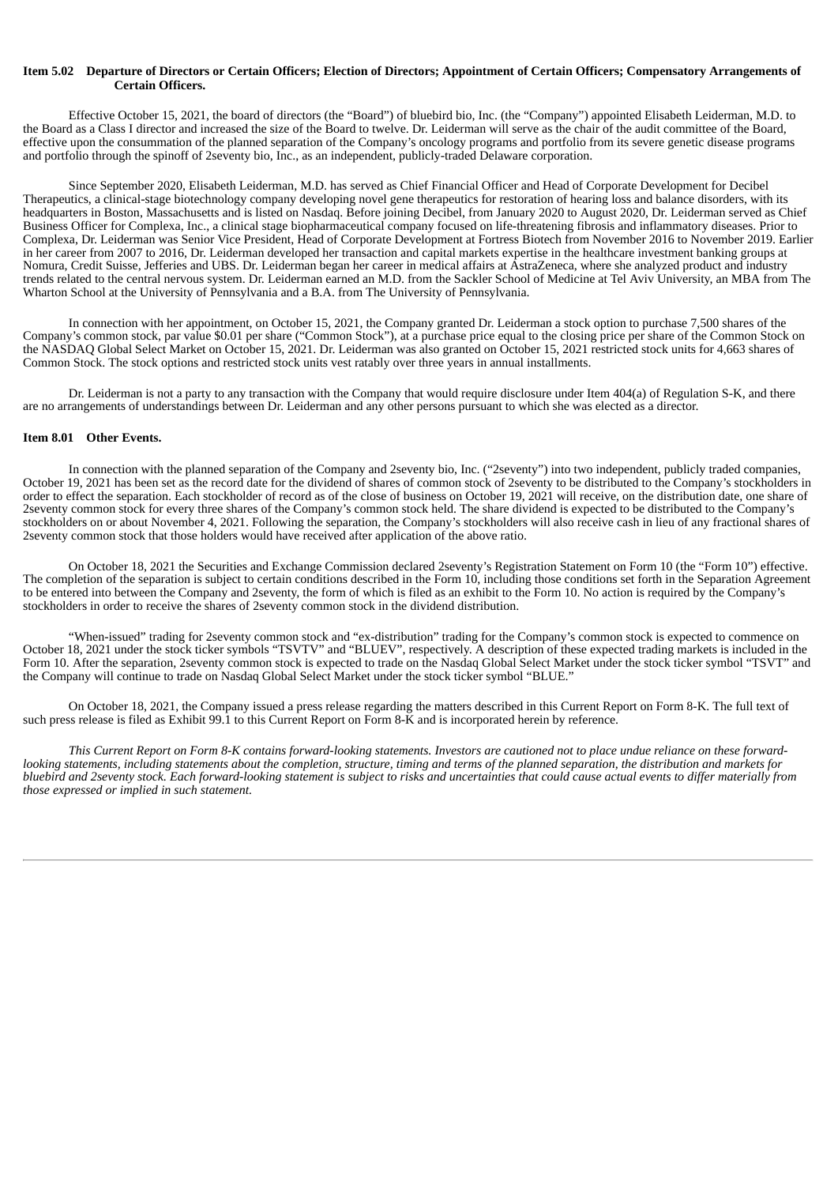## Item 5.02 Departure of Directors or Certain Officers; Election of Directors; Appointment of Certain Officers; Compensatory Arrangements of Certain Officers.

Effective October 15, 2021, the board of directors (the "Board") of bluebird bio, Inc. (the "Company") appointed Elisabeth Leiderman, M.D. to the Board as a Class I director and increased the size of the Board to twelve. Dr. Leiderman will serve as the chair of the audit committee of the Board, effective upon the consummation of the planned separation of the Company's oncology programs and portfolio from its severe genetic disease programs and portfolio through the spinoff of 2seventy bio, Inc., as an independent, publicly-traded Delaware corporation.

Since September 2020, Elisabeth Leiderman, M.D. has served as Chief Financial Officer and Head of Corporate Development for Decibel Therapeutics, a clinical-stage biotechnology company developing novel gene therapeutics for restoration of hearing loss and balance disorders, with its headquarters in Boston, Massachusetts and is listed on Nasdaq. Before joining Decibel, from January 2020 to August 2020, Dr. Leiderman served as Chief Business Officer for Complexa, Inc., a clinical stage biopharmaceutical company focused on life-threatening fibrosis and inflammatory diseases. Prior to Complexa, Dr. Leiderman was Senior Vice President, Head of Corporate Development at Fortress Biotech from November 2016 to November 2019. Earlier in her career from 2007 to 2016, Dr. Leiderman developed her transaction and capital markets expertise in the healthcare investment banking groups at Nomura, Credit Suisse, Jefferies and UBS. Dr. Leiderman began her career in medical affairs at AstraZeneca, where she analyzed product and industry trends related to the central nervous system. Dr. Leiderman earned an M.D. from the Sackler School of Medicine at Tel Aviv University, an MBA from The Wharton School at the University of Pennsylvania and a B.A. from The University of Pennsylvania.

In connection with her appointment, on October 15, 2021, the Company granted Dr. Leiderman a stock option to purchase 7,500 shares of the Company's common stock, par value $0.01 per share ("Common Stock"), at a purchase price equal to the closing price per share of the Common Stock on the NASDAQ Global Select Market on October 15, 2021. Dr. Leiderman was also granted on October 15, 2021 restricted stock units for 4,663 shares of Common Stock. The stock options and restricted stock units vest ratably over three years in annual installments.

Dr. Leiderman is not a party to any transaction with the Company that would require disclosure under Item 404(a) of Regulation S-K, and there are no arrangements of understandings between Dr. Leiderman and any other persons pursuant to which she was elected as a director.

## Item 8.01 Other Events.

In connection with the planned separation of the Company and 2seventy bio, Inc. ("2seventy") into two independent, publicly traded companies, October 19, 2021 has been set as the record date for the dividend of shares of common stock of 2seventy to be distributed to the Company's stockholders in order to effect the separation. Each stockholder of record as of the close of business on October 19, 2021 will receive, on the distribution date, one share of 2seventy common stock for every three shares of the Company's common stock held. The share dividend is expected to be distributed to the Company's stockholders on or about November 4, 2021. Following the separation, the Company's stockholders will also receive cash in lieu of any fractional shares of 2seventy common stock that those holders would have received after application of the above ratio.

On October 18, 2021 the Securities and Exchange Commission declared 2seventy's Registration Statement on Form 10 (the "Form 10") effective. The completion of the separation is subject to certain conditions described in the Form 10, including those conditions set forth in the Separation Agreement to be entered into between the Company and 2seventy, the form of which is filed as an exhibit to the Form 10. No action is required by the Company's stockholders in order to receive the shares of 2seventy common stock in the dividend distribution.

"When-issued" trading for 2seventy common stock and "ex-distribution" trading for the Company's common stock is expected to commence on October 18, 2021 under the stock ticker symbols "TSVTV" and "BLUEV", respectively. A description of these expected trading markets is included in the Form 10. After the separation, 2seventy common stock is expected to trade on the Nasdaq Global Select Market under the stock ticker symbol "TSVT" and the Company will continue to trade on Nasdaq Global Select Market under the stock ticker symbol "BLUE."

On October 18, 2021, the Company issued a press release regarding the matters described in this Current Report on Form 8-K. The full text of such press release is filed as Exhibit 99.1 to this Current Report on Form 8-K and is incorporated herein by reference.

*This Current Report on Form 8-K contains forward-looking statements. Investors are cautioned not to place undue reliance on these forward-looking statements, including statements about the completion, structure, timing and terms of the planned separation, the distribution and markets for bluebird and 2seventy stock. Each forward-looking statement is subject to risks and uncertainties that could cause actual events to differ materially from those expressed or implied in such statement.*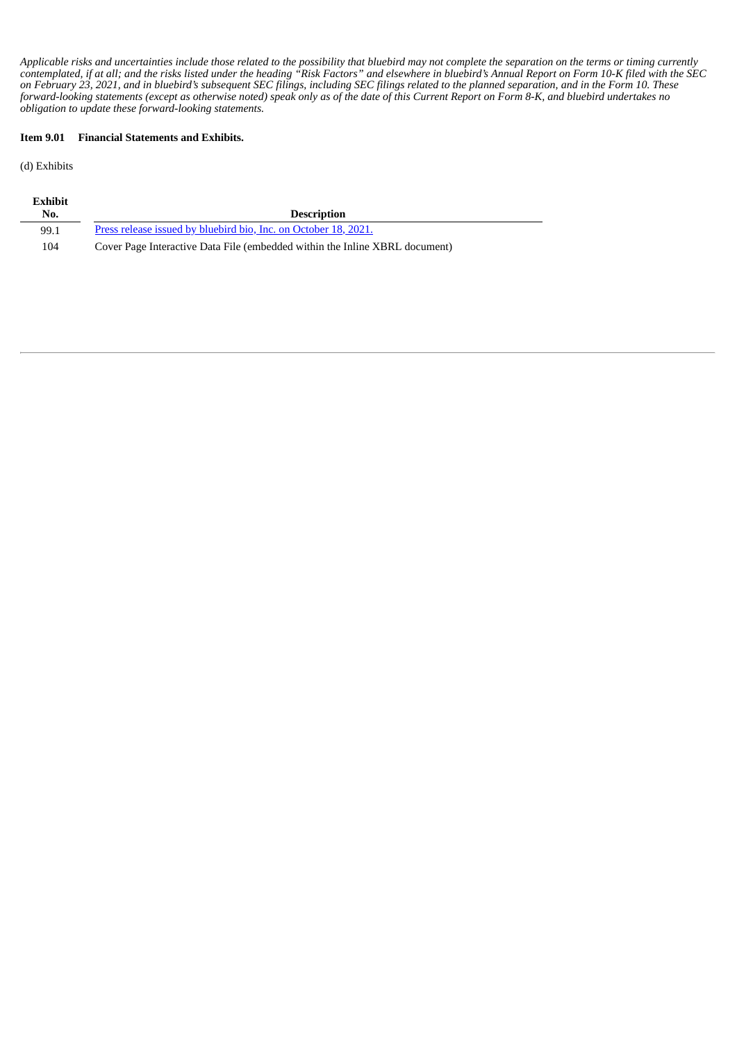*Applicable risks and uncertainties include those related to the possibility that bluebird may not complete the separation on the terms or timing currently contemplated, if at all; and the risks listed under the heading "Risk Factors" and elsewhere in bluebird's Annual Report on Form 10-K filed with the SEC on February 23, 2021, and in bluebird's subsequent SEC filings, including SEC filings related to the planned separation, and in the Form 10. These forward-looking statements (except as otherwise noted) speak only as of the date of this Current Report on Form 8-K, and bluebird undertakes no obligation to update these forward-looking statements.*

**Item 9.01 Financial Statements and Exhibits.**

(d) Exhibits

| Exhibit No. | Description |
|---|---|
| 99.1 | Press release issued by bluebird bio, Inc. on October 18, 2021. |
| 104 | Cover Page Interactive Data File (embedded within the Inline XBRL document) |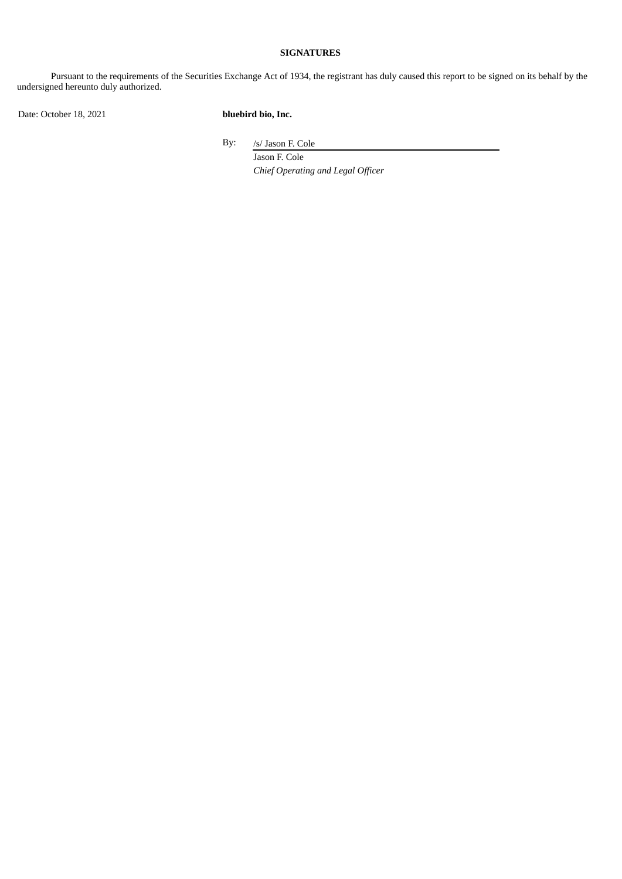**SIGNATURES**

Pursuant to the requirements of the Securities Exchange Act of 1934, the registrant has duly caused this report to be signed on its behalf by the undersigned hereunto duly authorized.

Date: October 18, 2021

**bluebird bio, Inc.**

By: /s/ Jason F. Cole

Jason F. Cole

*Chief Operating and Legal Officer*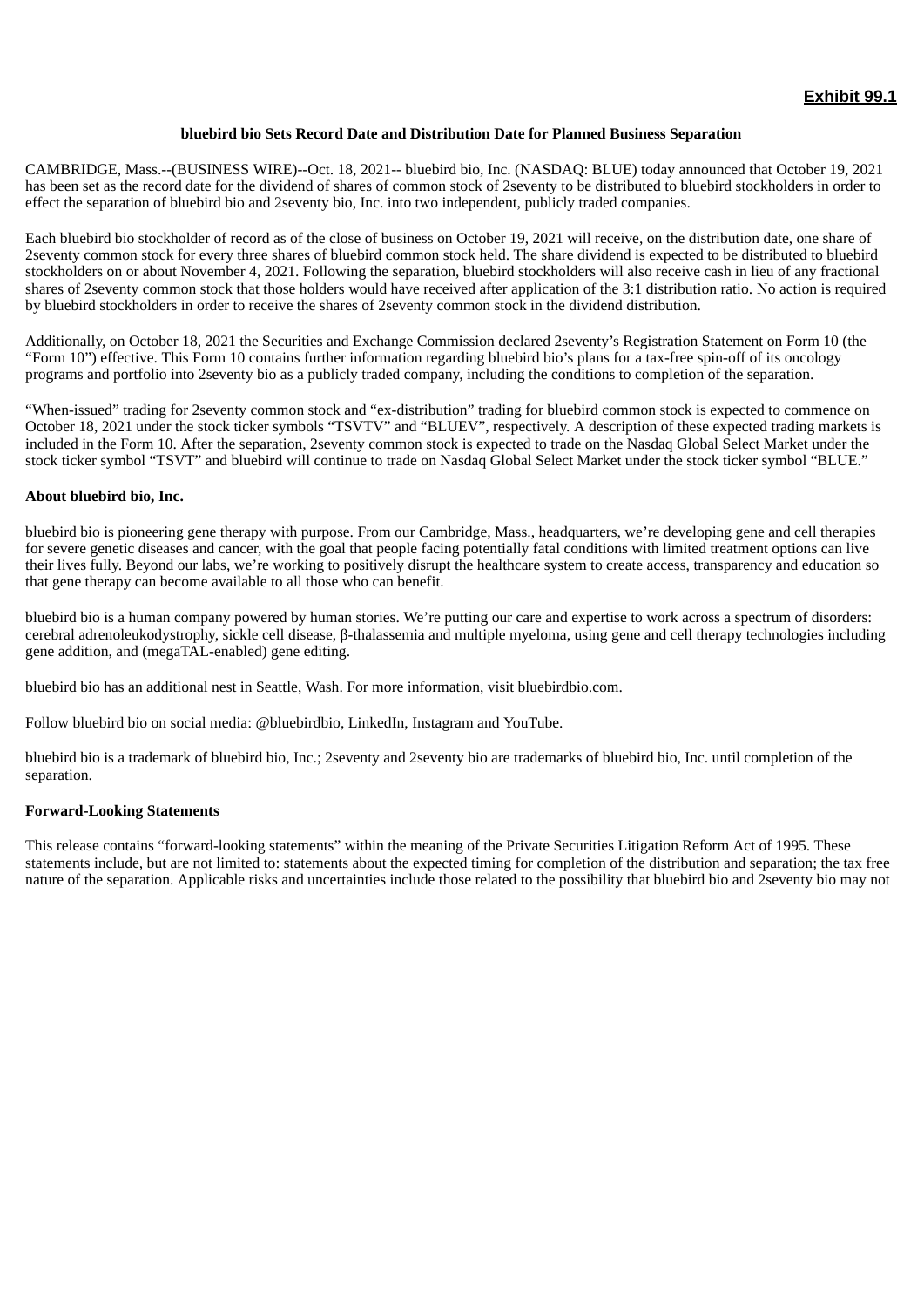**Exhibit 99.1**

**bluebird bio Sets Record Date and Distribution Date for Planned Business Separation**

CAMBRIDGE, Mass.--(BUSINESS WIRE)--Oct. 18, 2021-- bluebird bio, Inc. (NASDAQ: BLUE) today announced that October 19, 2021 has been set as the record date for the dividend of shares of common stock of 2seventy to be distributed to bluebird stockholders in order to effect the separation of bluebird bio and 2seventy bio, Inc. into two independent, publicly traded companies.

Each bluebird bio stockholder of record as of the close of business on October 19, 2021 will receive, on the distribution date, one share of 2seventy common stock for every three shares of bluebird common stock held. The share dividend is expected to be distributed to bluebird stockholders on or about November 4, 2021. Following the separation, bluebird stockholders will also receive cash in lieu of any fractional shares of 2seventy common stock that those holders would have received after application of the 3:1 distribution ratio. No action is required by bluebird stockholders in order to receive the shares of 2seventy common stock in the dividend distribution.

Additionally, on October 18, 2021 the Securities and Exchange Commission declared 2seventy's Registration Statement on Form 10 (the "Form 10") effective. This Form 10 contains further information regarding bluebird bio's plans for a tax-free spin-off of its oncology programs and portfolio into 2seventy bio as a publicly traded company, including the conditions to completion of the separation.

"When-issued" trading for 2seventy common stock and "ex-distribution" trading for bluebird common stock is expected to commence on October 18, 2021 under the stock ticker symbols "TSVTV" and "BLUEV", respectively. A description of these expected trading markets is included in the Form 10. After the separation, 2seventy common stock is expected to trade on the Nasdaq Global Select Market under the stock ticker symbol "TSVT" and bluebird will continue to trade on Nasdaq Global Select Market under the stock ticker symbol "BLUE."

**About bluebird bio, Inc.**

bluebird bio is pioneering gene therapy with purpose. From our Cambridge, Mass., headquarters, we're developing gene and cell therapies for severe genetic diseases and cancer, with the goal that people facing potentially fatal conditions with limited treatment options can live their lives fully. Beyond our labs, we're working to positively disrupt the healthcare system to create access, transparency and education so that gene therapy can become available to all those who can benefit.

bluebird bio is a human company powered by human stories. We're putting our care and expertise to work across a spectrum of disorders: cerebral adrenoleukodystrophy, sickle cell disease, β-thalassemia and multiple myeloma, using gene and cell therapy technologies including gene addition, and (megaTAL-enabled) gene editing.

bluebird bio has an additional nest in Seattle, Wash. For more information, visit bluebirdbio.com.

Follow bluebird bio on social media: @bluebirdbio, LinkedIn, Instagram and YouTube.

bluebird bio is a trademark of bluebird bio, Inc.; 2seventy and 2seventy bio are trademarks of bluebird bio, Inc. until completion of the separation.

**Forward-Looking Statements**

This release contains "forward-looking statements" within the meaning of the Private Securities Litigation Reform Act of 1995. These statements include, but are not limited to: statements about the expected timing for completion of the distribution and separation; the tax free nature of the separation. Applicable risks and uncertainties include those related to the possibility that bluebird bio and 2seventy bio may not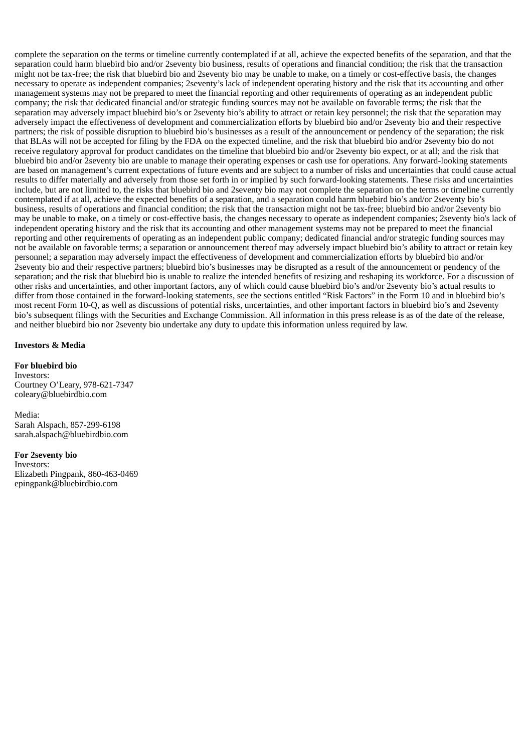complete the separation on the terms or timeline currently contemplated if at all, achieve the expected benefits of the separation, and that the separation could harm bluebird bio and/or 2seventy bio business, results of operations and financial condition; the risk that the transaction might not be tax-free; the risk that bluebird bio and 2seventy bio may be unable to make, on a timely or cost-effective basis, the changes necessary to operate as independent companies; 2seventy's lack of independent operating history and the risk that its accounting and other management systems may not be prepared to meet the financial reporting and other requirements of operating as an independent public company; the risk that dedicated financial and/or strategic funding sources may not be available on favorable terms; the risk that the separation may adversely impact bluebird bio's or 2seventy bio's ability to attract or retain key personnel; the risk that the separation may adversely impact the effectiveness of development and commercialization efforts by bluebird bio and/or 2seventy bio and their respective partners; the risk of possible disruption to bluebird bio's businesses as a result of the announcement or pendency of the separation; the risk that BLAs will not be accepted for filing by the FDA on the expected timeline, and the risk that bluebird bio and/or 2seventy bio do not receive regulatory approval for product candidates on the timeline that bluebird bio and/or 2seventy bio expect, or at all; and the risk that bluebird bio and/or 2seventy bio are unable to manage their operating expenses or cash use for operations. Any forward-looking statements are based on management's current expectations of future events and are subject to a number of risks and uncertainties that could cause actual results to differ materially and adversely from those set forth in or implied by such forward-looking statements. These risks and uncertainties include, but are not limited to, the risks that bluebird bio and 2seventy bio may not complete the separation on the terms or timeline currently contemplated if at all, achieve the expected benefits of a separation, and a separation could harm bluebird bio's and/or 2seventy bio's business, results of operations and financial condition; the risk that the transaction might not be tax-free; bluebird bio and/or 2seventy bio may be unable to make, on a timely or cost-effective basis, the changes necessary to operate as independent companies; 2seventy bio's lack of independent operating history and the risk that its accounting and other management systems may not be prepared to meet the financial reporting and other requirements of operating as an independent public company; dedicated financial and/or strategic funding sources may not be available on favorable terms; a separation or announcement thereof may adversely impact bluebird bio's ability to attract or retain key personnel; a separation may adversely impact the effectiveness of development and commercialization efforts by bluebird bio and/or 2seventy bio and their respective partners; bluebird bio's businesses may be disrupted as a result of the announcement or pendency of the separation; and the risk that bluebird bio is unable to realize the intended benefits of resizing and reshaping its workforce. For a discussion of other risks and uncertainties, and other important factors, any of which could cause bluebird bio's and/or 2seventy bio's actual results to differ from those contained in the forward-looking statements, see the sections entitled "Risk Factors" in the Form 10 and in bluebird bio's most recent Form 10-Q, as well as discussions of potential risks, uncertainties, and other important factors in bluebird bio's and 2seventy bio's subsequent filings with the Securities and Exchange Commission. All information in this press release is as of the date of the release, and neither bluebird bio nor 2seventy bio undertake any duty to update this information unless required by law.

**Investors & Media**

**For bluebird bio**
Investors:
Courtney O'Leary, 978-621-7347
coleary@bluebirdbio.com

Media:
Sarah Alspach, 857-299-6198
sarah.alspach@bluebirdbio.com

**For 2seventy bio**
Investors:
Elizabeth Pingpank, 860-463-0469
epingpank@bluebirdbio.com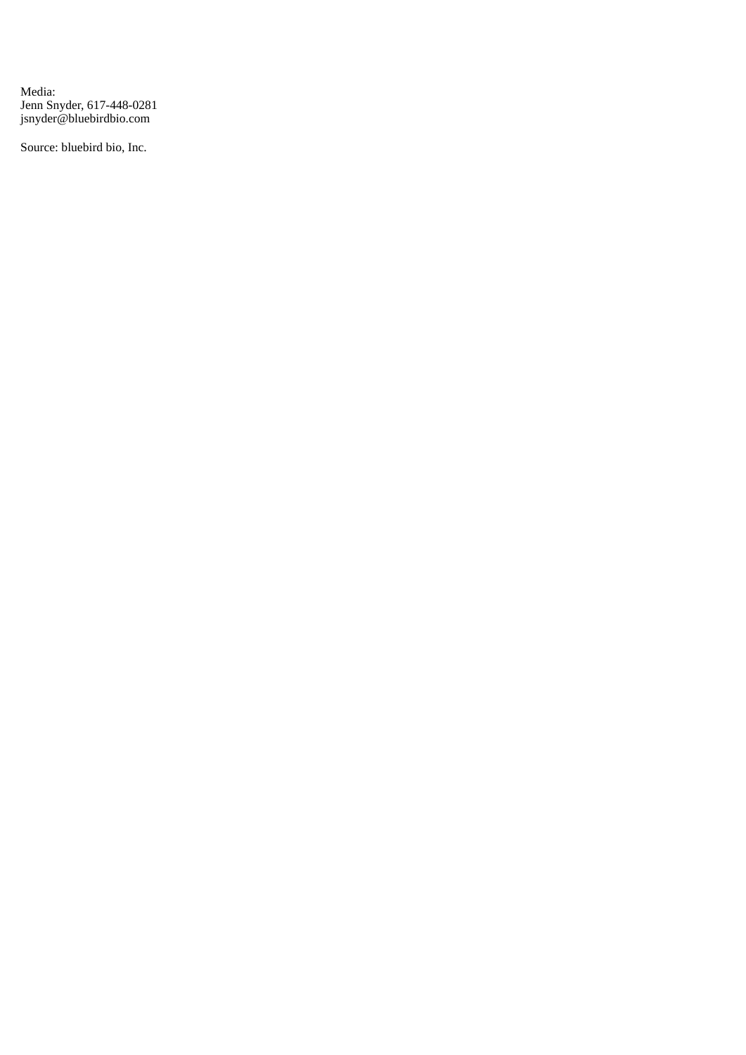Media:
Jenn Snyder, 617-448-0281
jsnyder@bluebirdbio.com

Source: bluebird bio, Inc.